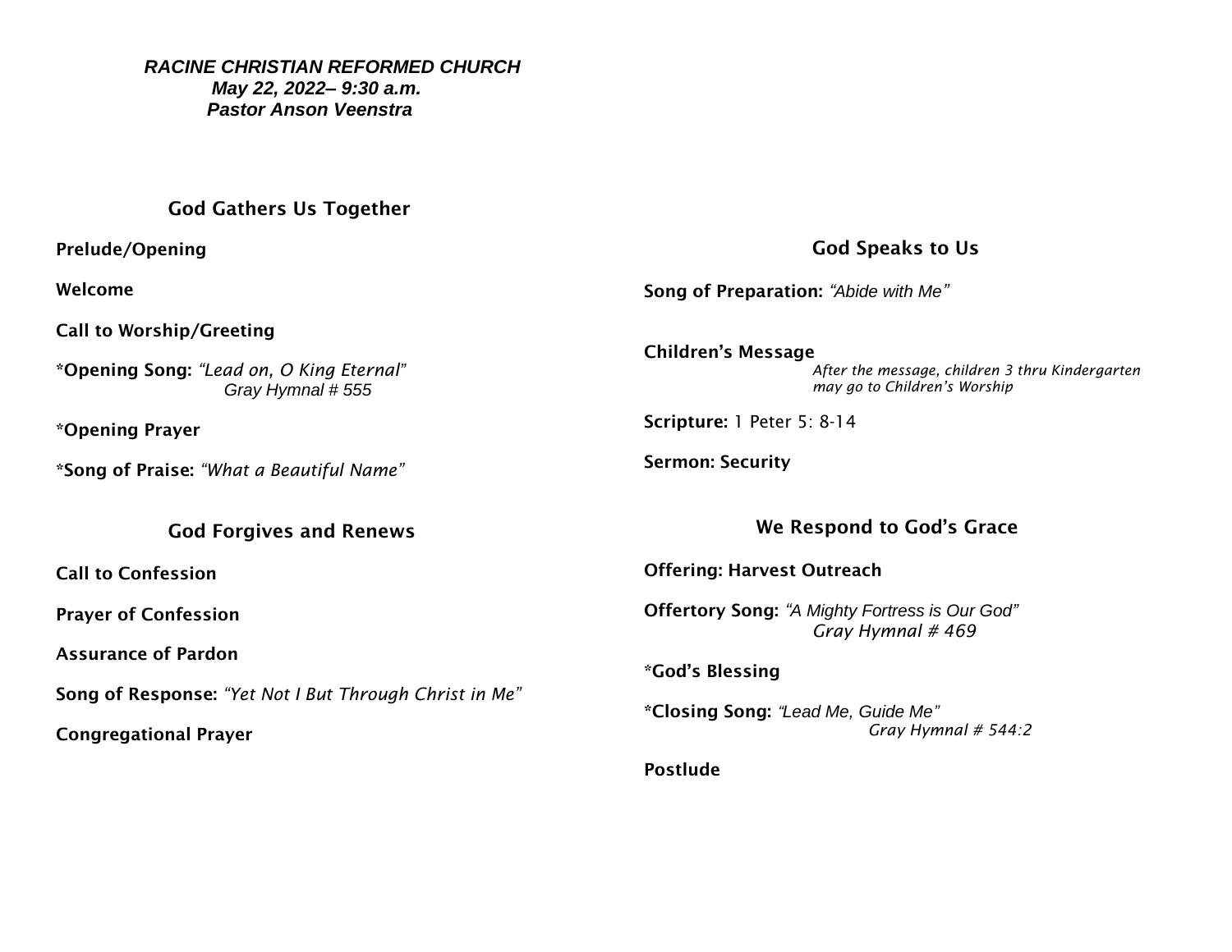***RACINE CHRISTIAN REFORMED CHURCH***
***May 22, 2022– 9:30 a.m.***
***Pastor Anson Veenstra***

## God Gathers Us Together

**Prelude/Opening**

**Welcome**

**Call to Worship/Greeting**

**\*Opening Song:** *"Lead on, O King Eternal"*
*Gray Hymnal # 555*

**\*Opening Prayer**

**\*Song of Praise:** *"What a Beautiful Name"*

## God Forgives and Renews

**Call to Confession**

**Prayer of Confession**

**Assurance of Pardon**

**Song of Response:** *"Yet Not I But Through Christ in Me"*

**Congregational Prayer**

## God Speaks to Us

**Song of Preparation:** *"Abide with Me"*

**Children's Message**
*After the message, children 3 thru Kindergarten may go to Children's Worship*

**Scripture:** 1 Peter 5: 8-14

**Sermon: Security**

## We Respond to God's Grace

**Offering: Harvest Outreach**

**Offertory Song:** *"A Mighty Fortress is Our God"*
*Gray Hymnal # 469*

**\*God's Blessing**

**\*Closing Song:** *"Lead Me, Guide Me"*
*Gray Hymnal # 544:2*

**Postlude**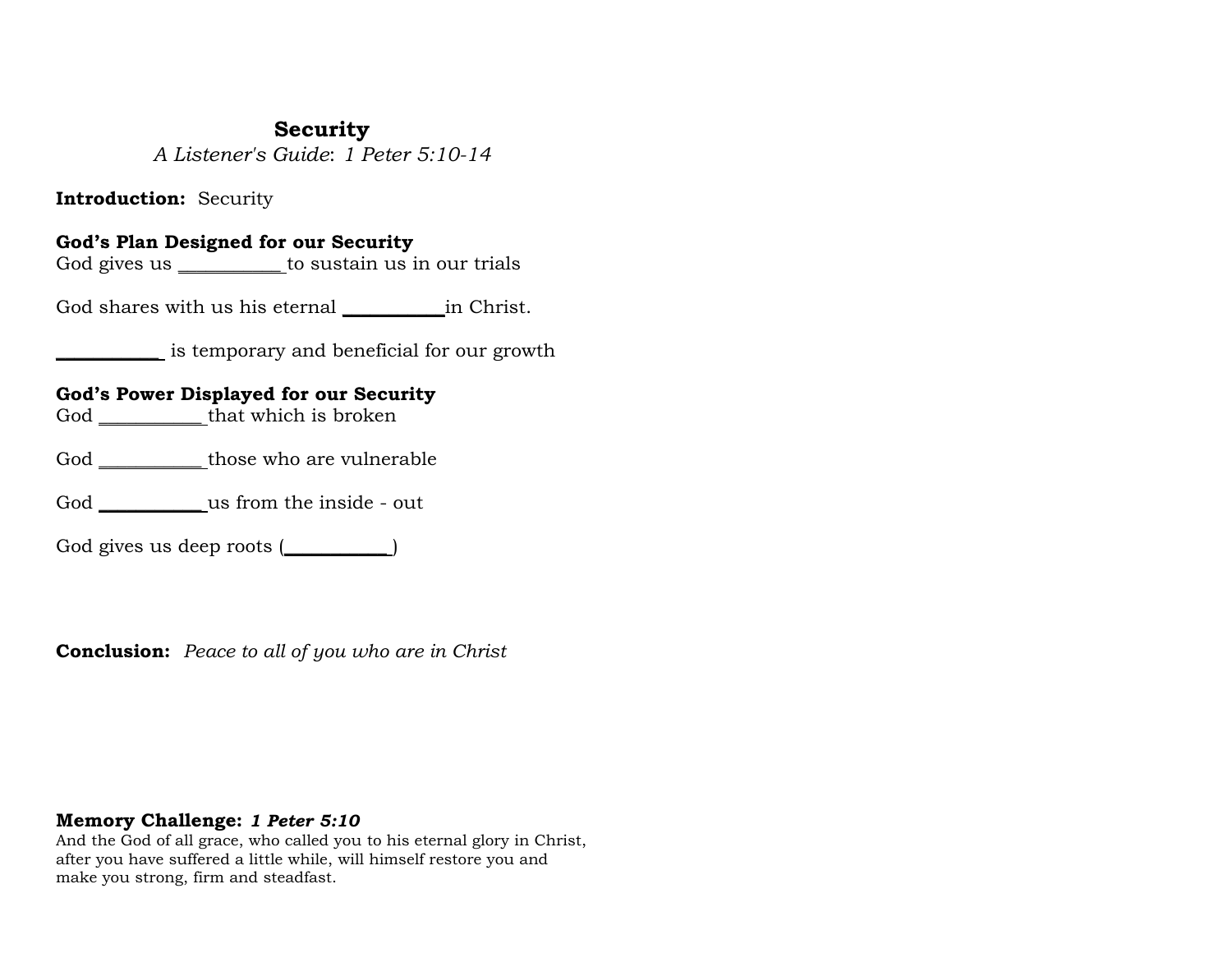# Security

*A Listener's Guide*: *1 Peter 5:10-14*

**Introduction:** Security

**God's Plan Designed for our Security**

God gives us ___________ to sustain us in our trials

God shares with us his eternal ___________ in Christ.

___________ is temporary and beneficial for our growth

**God's Power Displayed for our Security**

God ___________ that which is broken

God ___________ those who are vulnerable

God ___________ us from the inside - out

God gives us deep roots (___________)

**Conclusion:** *Peace to all of you who are in Christ*

**Memory Challenge:** ***1 Peter 5:10***

And the God of all grace, who called you to his eternal glory in Christ, after you have suffered a little while, will himself restore you and make you strong, firm and steadfast.